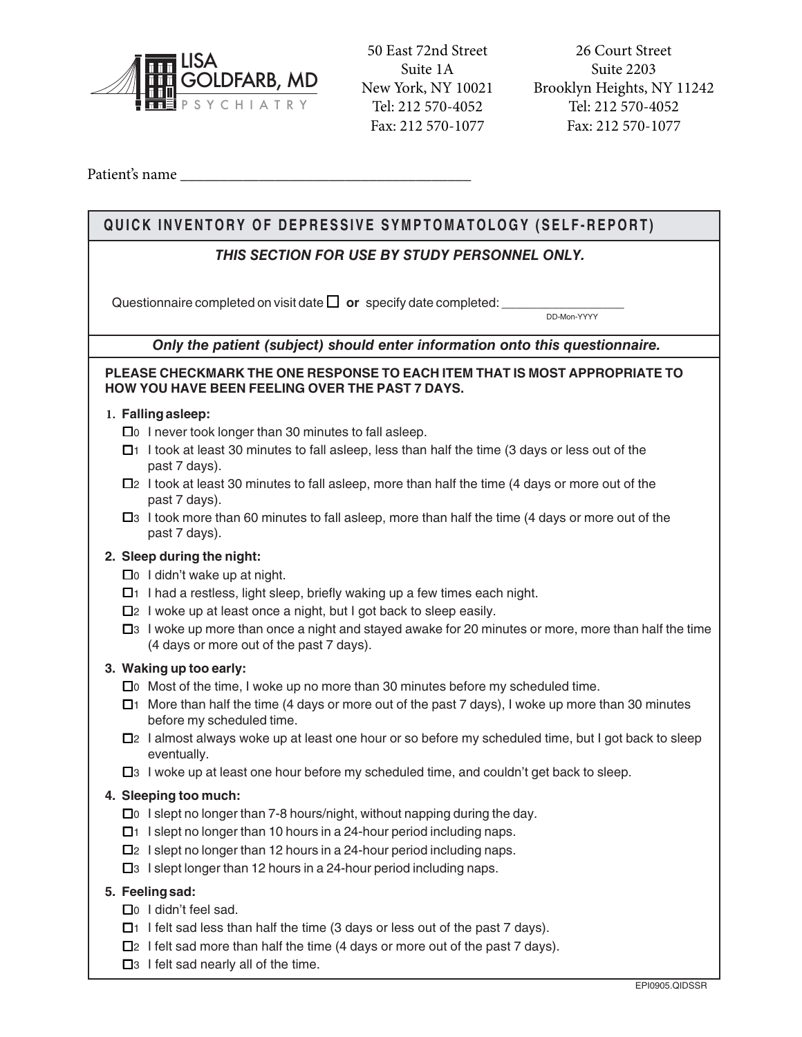**LISA GOLDFARB, MD**
PSYCHIATRY

50 East 72nd Street
Suite 1A
New York, NY 10021
Tel: 212 570-4052
Fax: 212 570-1077

26 Court Street
Suite 2203
Brooklyn Heights, NY 11242
Tel: 212 570-4052
Fax: 212 570-1077

Patient's name ______________________________________

## QUICK INVENTORY OF DEPRESSIVE SYMPTOMATOLOGY (SELF-REPORT)

***THIS SECTION FOR USE BY STUDY PERSONNEL ONLY.***

Questionnaire completed on visit date ☐ **or** specify date completed: _________________
DD-Mon-YYYY

***Only the patient (subject) should enter information onto this questionnaire.***

**PLEASE CHECKMARK THE ONE RESPONSE TO EACH ITEM THAT IS MOST APPROPRIATE TO HOW YOU HAVE BEEN FEELING OVER THE PAST 7 DAYS.**

**1. Falling asleep:**

- ☐0 I never took longer than 30 minutes to fall asleep.
- ☐1 I took at least 30 minutes to fall asleep, less than half the time (3 days or less out of the past 7 days).
- ☐2 I took at least 30 minutes to fall asleep, more than half the time (4 days or more out of the past 7 days).
- ☐3 I took more than 60 minutes to fall asleep, more than half the time (4 days or more out of the past 7 days).

**2. Sleep during the night:**

- ☐0 I didn't wake up at night.
- ☐1 I had a restless, light sleep, briefly waking up a few times each night.
- ☐2 I woke up at least once a night, but I got back to sleep easily.
- ☐3 I woke up more than once a night and stayed awake for 20 minutes or more, more than half the time (4 days or more out of the past 7 days).

**3. Waking up too early:**

- ☐0 Most of the time, I woke up no more than 30 minutes before my scheduled time.
- ☐1 More than half the time (4 days or more out of the past 7 days), I woke up more than 30 minutes before my scheduled time.
- ☐2 I almost always woke up at least one hour or so before my scheduled time, but I got back to sleep eventually.
- ☐3 I woke up at least one hour before my scheduled time, and couldn't get back to sleep.

**4. Sleeping too much:**

- ☐0 I slept no longer than 7-8 hours/night, without napping during the day.
- ☐1 I slept no longer than 10 hours in a 24-hour period including naps.
- ☐2 I slept no longer than 12 hours in a 24-hour period including naps.
- ☐3 I slept longer than 12 hours in a 24-hour period including naps.

**5. Feeling sad:**

- ☐0 I didn't feel sad.
- ☐1 I felt sad less than half the time (3 days or less out of the past 7 days).
- ☐2 I felt sad more than half the time (4 days or more out of the past 7 days).
- ☐3 I felt sad nearly all of the time.

EPI0905.QIDSSR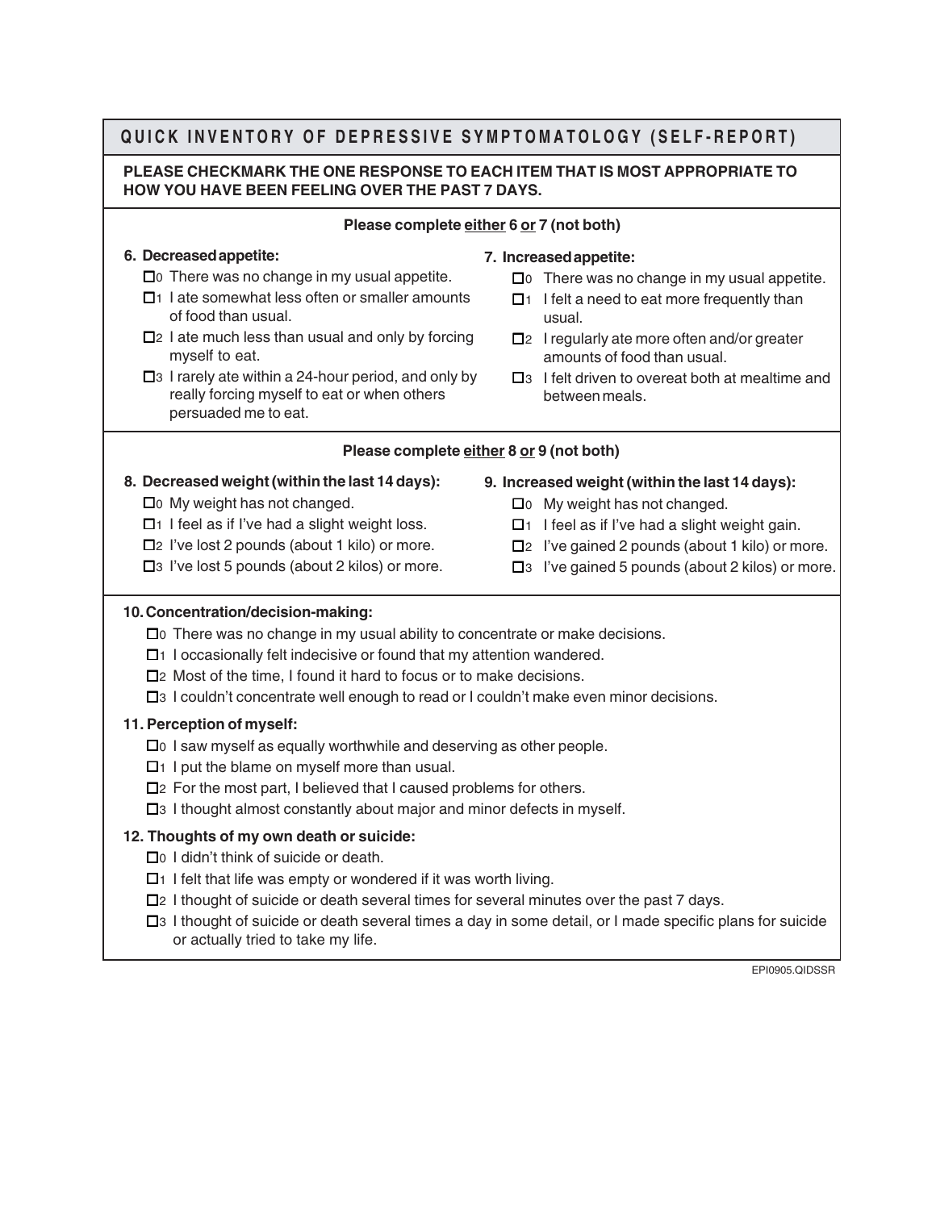## QUICK INVENTORY OF DEPRESSIVE SYMPTOMATOLOGY (SELF-REPORT)

**PLEASE CHECKMARK THE ONE RESPONSE TO EACH ITEM THAT IS MOST APPROPRIATE TO HOW YOU HAVE BEEN FEELING OVER THE PAST 7 DAYS.**

**Please complete <u>either</u> 6 <u>or</u> 7 (not both)**

**6. Decreased appetite:**

- ☐0 There was no change in my usual appetite.
- ☐1 I ate somewhat less often or smaller amounts of food than usual.
- ☐2 I ate much less than usual and only by forcing myself to eat.
- ☐3 I rarely ate within a 24-hour period, and only by really forcing myself to eat or when others persuaded me to eat.

**7. Increased appetite:**

- ☐0 There was no change in my usual appetite.
- ☐1 I felt a need to eat more frequently than usual.
- ☐2 I regularly ate more often and/or greater amounts of food than usual.
- ☐3 I felt driven to overeat both at mealtime and between meals.

**Please complete <u>either</u> 8 <u>or</u> 9 (not both)**

**8. Decreased weight (within the last 14 days):**

- ☐0 My weight has not changed.
- ☐1 I feel as if I've had a slight weight loss.
- ☐2 I've lost 2 pounds (about 1 kilo) or more.
- ☐3 I've lost 5 pounds (about 2 kilos) or more.

**9. Increased weight (within the last 14 days):**

- ☐0 My weight has not changed.
- ☐1 I feel as if I've had a slight weight gain.
- ☐2 I've gained 2 pounds (about 1 kilo) or more.
- ☐3 I've gained 5 pounds (about 2 kilos) or more.

**10. Concentration/decision-making:**

- ☐0 There was no change in my usual ability to concentrate or make decisions.
- ☐1 I occasionally felt indecisive or found that my attention wandered.
- ☐2 Most of the time, I found it hard to focus or to make decisions.
- ☐3 I couldn't concentrate well enough to read or I couldn't make even minor decisions.

**11. Perception of myself:**

- ☐0 I saw myself as equally worthwhile and deserving as other people.
- ☐1 I put the blame on myself more than usual.
- ☐2 For the most part, I believed that I caused problems for others.
- ☐3 I thought almost constantly about major and minor defects in myself.

**12. Thoughts of my own death or suicide:**

- ☐0 I didn't think of suicide or death.
- ☐1 I felt that life was empty or wondered if it was worth living.
- ☐2 I thought of suicide or death several times for several minutes over the past 7 days.
- ☐3 I thought of suicide or death several times a day in some detail, or I made specific plans for suicide or actually tried to take my life.

EPI0905.QIDSSR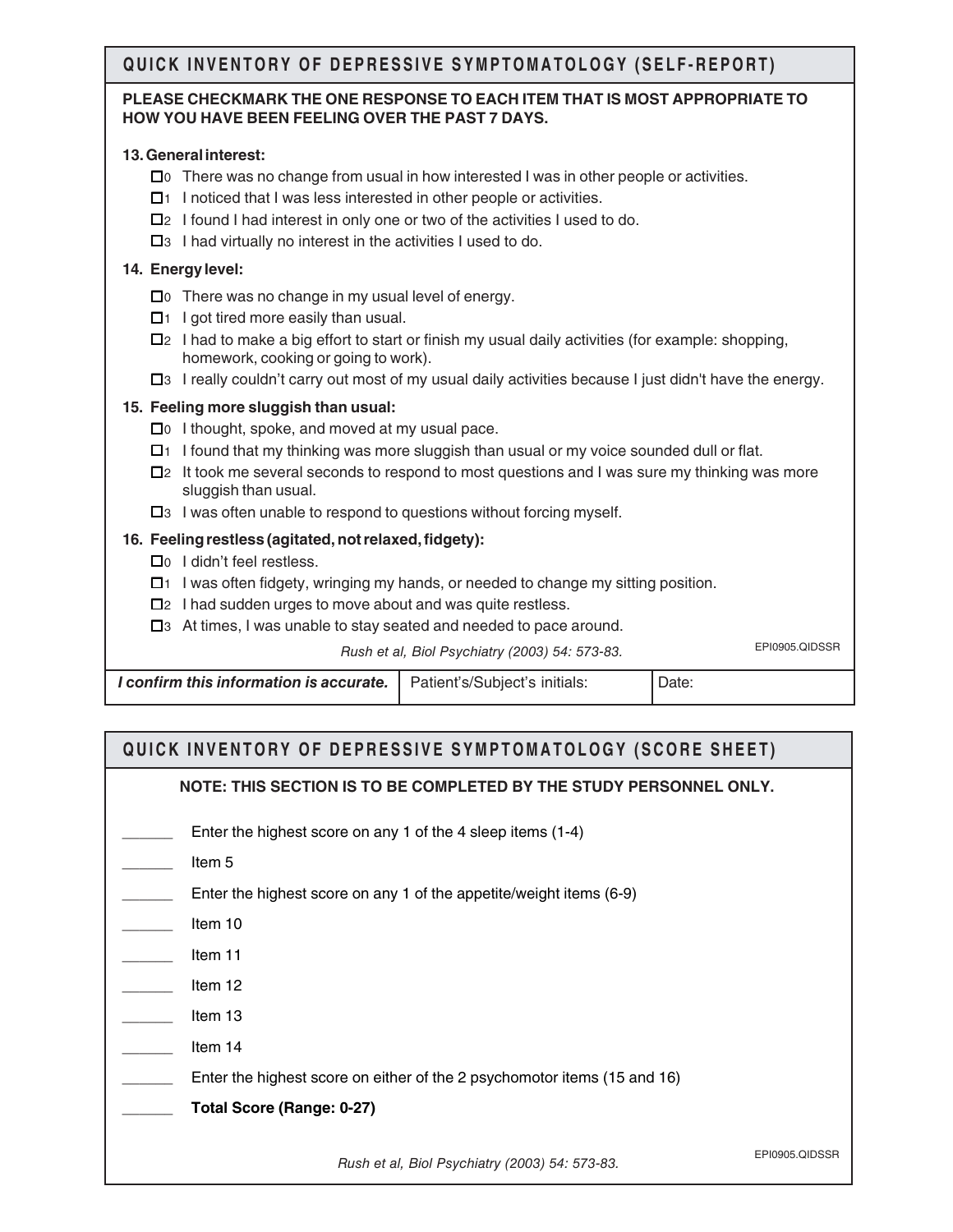## QUICK INVENTORY OF DEPRESSIVE SYMPTOMATOLOGY (SELF-REPORT)

**PLEASE CHECKMARK THE ONE RESPONSE TO EACH ITEM THAT IS MOST APPROPRIATE TO HOW YOU HAVE BEEN FEELING OVER THE PAST 7 DAYS.**

**13. General interest:**

- ☐0 There was no change from usual in how interested I was in other people or activities.
- ☐1 I noticed that I was less interested in other people or activities.
- ☐2 I found I had interest in only one or two of the activities I used to do.
- ☐3 I had virtually no interest in the activities I used to do.

**14. Energy level:**

- ☐0 There was no change in my usual level of energy.
- ☐1 I got tired more easily than usual.
- ☐2 I had to make a big effort to start or finish my usual daily activities (for example: shopping, homework, cooking or going to work).
- ☐3 I really couldn't carry out most of my usual daily activities because I just didn't have the energy.

**15. Feeling more sluggish than usual:**

- ☐0 I thought, spoke, and moved at my usual pace.
- ☐1 I found that my thinking was more sluggish than usual or my voice sounded dull or flat.
- ☐2 It took me several seconds to respond to most questions and I was sure my thinking was more sluggish than usual.
- ☐3 I was often unable to respond to questions without forcing myself.

**16. Feeling restless (agitated, not relaxed, fidgety):**

- ☐0 I didn't feel restless.
- ☐1 I was often fidgety, wringing my hands, or needed to change my sitting position.
- ☐2 I had sudden urges to move about and was quite restless.
- ☐3 At times, I was unable to stay seated and needed to pace around.

*Rush et al, Biol Psychiatry (2003) 54: 573-83.*

EPI0905.QIDSSR

| *I confirm this information is accurate.* | Patient's/Subject's initials: | Date: |
|---|---|---|

## QUICK INVENTORY OF DEPRESSIVE SYMPTOMATOLOGY (SCORE SHEET)

**NOTE: THIS SECTION IS TO BE COMPLETED BY THE STUDY PERSONNEL ONLY.**

______ Enter the highest score on any 1 of the 4 sleep items (1-4)

______ Item 5

______ Enter the highest score on any 1 of the appetite/weight items (6-9)

______ Item 10

______ Item 11

______ Item 12

______ Item 13

______ Item 14

______ Enter the highest score on either of the 2 psychomotor items (15 and 16)

______ **Total Score (Range: 0-27)**

*Rush et al, Biol Psychiatry (2003) 54: 573-83.*

EPI0905.QIDSSR